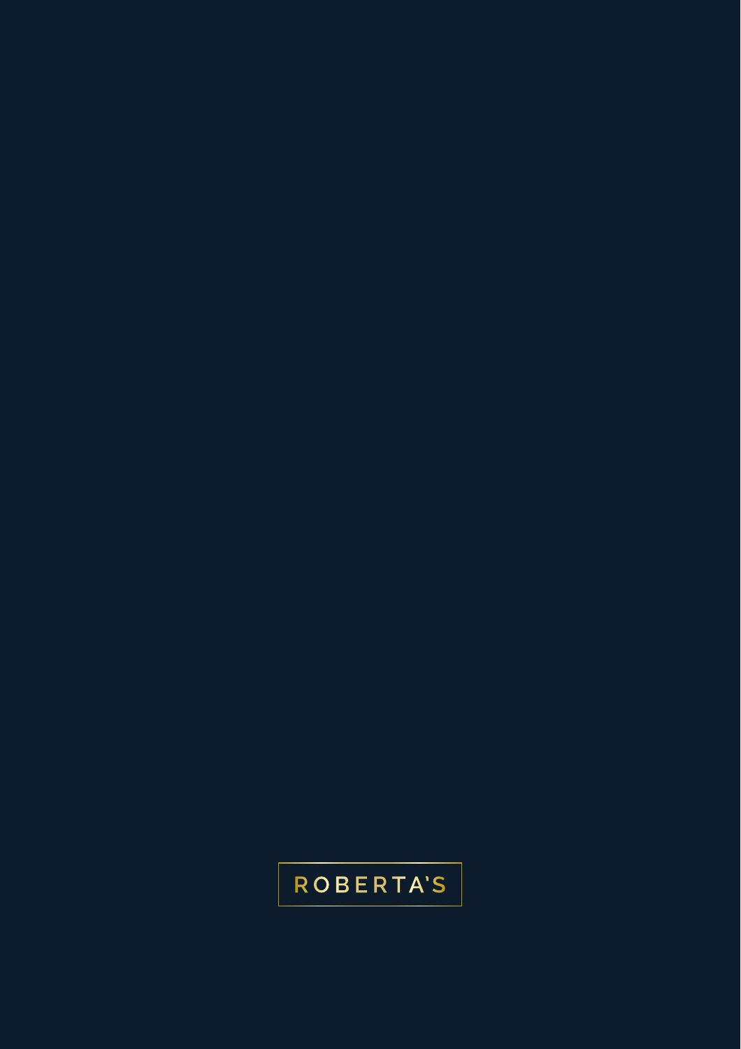ROBERTA'S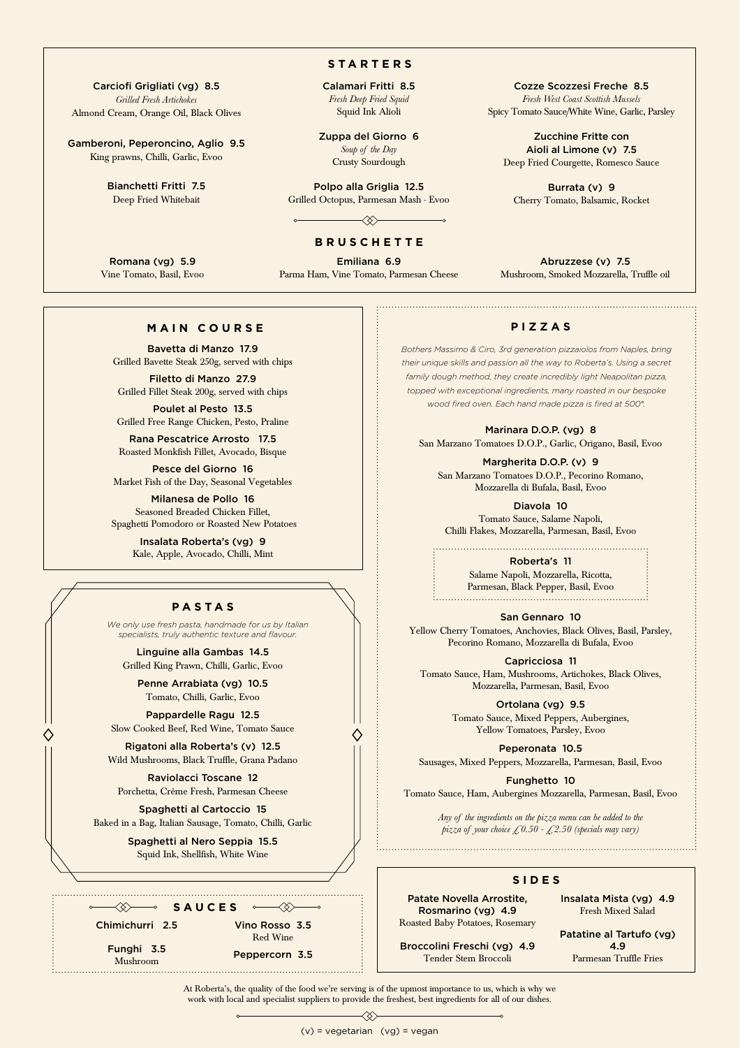## STARTERS

**Carciofi Grigliati (vg) 8.5**
*Grilled Fresh Artichokes*
Almond Cream, Orange Oil, Black Olives

**Calamari Fritti 8.5**
*Fresh Deep Fried Squid*
Squid Ink Alioli

**Cozze Scozzesi Freche 8.5**
*Fresh West Coast Scottish Mussels*
Spicy Tomato Sauce/White Wine, Garlic, Parsley

**Gamberoni, Peperoncino, Aglio 9.5**
King prawns, Chilli, Garlic, Evoo

**Zuppa del Giorno 6**
*Soup of the Day*
Crusty Sourdough

**Zucchine Fritte con Aioli al Limone (v) 7.5**
Deep Fried Courgette, Romesco Sauce

**Bianchetti Fritti 7.5**
Deep Fried Whitebait

**Polpo alla Griglia 12.5**
Grilled Octopus, Parmesan Mash - Evoo

**Burrata (v) 9**
Cherry Tomato, Balsamic, Rocket

## BRUSCHETTE

**Romana (vg) 5.9**
Vine Tomato, Basil, Evoo

**Emiliana 6.9**
Parma Ham, Vine Tomato, Parmesan Cheese

**Abruzzese (v) 7.5**
Mushroom, Smoked Mozzarella, Truffle oil

## MAIN COURSE

**Bavetta di Manzo 17.9**
Grilled Bavette Steak 250g, served with chips

**Filetto di Manzo 27.9**
Grilled Fillet Steak 200g, served with chips

**Poulet al Pesto 13.5**
Grilled Free Range Chicken, Pesto, Praline

**Rana Pescatrice Arrosto 17.5**
Roasted Monkfish Fillet, Avocado, Bisque

**Pesce del Giorno 16**
Market Fish of the Day, Seasonal Vegetables

**Milanesa de Pollo 16**
Seasoned Breaded Chicken Fillet, Spaghetti Pomodoro or Roasted New Potatoes

**Insalata Roberta's (vg) 9**
Kale, Apple, Avocado, Chilli, Mint

## PASTAS

*We only use fresh pasta, handmade for us by Italian specialists, truly authentic texture and flavour.*

**Linguine alla Gambas 14.5**
Grilled King Prawn, Chilli, Garlic, Evoo

**Penne Arrabiata (vg) 10.5**
Tomato, Chilli, Garlic, Evoo

**Pappardelle Ragu 12.5**
Slow Cooked Beef, Red Wine, Tomato Sauce

**Rigatoni alla Roberta's (v) 12.5**
Wild Mushrooms, Black Truffle, Grana Padano

**Raviolacci Toscane 12**
Porchetta, Crème Fresh, Parmesan Cheese

**Spaghetti al Cartoccio 15**
Baked in a Bag, Italian Sausage, Tomato, Chilli, Garlic

**Spaghetti al Nero Seppia 15.5**
Squid Ink, Shellfish, White Wine

## SAUCES

**Chimichurri 2.5**

**Funghi 3.5**
Mushroom

**Vino Rosso 3.5**
Red Wine

**Peppercorn 3.5**

## PIZZAS

*Bothers Massimo & Ciro, 3rd generation pizzaiolos from Naples, bring their unique skills and passion all the way to Roberta's. Using a secret family dough method, they create incredibly light Neapolitan pizza, topped with exceptional ingredients, many roasted in our bespoke wood fired oven. Each hand made pizza is fired at 500°.*

**Marinara D.O.P. (vg) 8**
San Marzano Tomatoes D.O.P., Garlic, Origano, Basil, Evoo

**Margherita D.O.P. (v) 9**
San Marzano Tomatoes D.O.P., Pecorino Romano, Mozzarella di Bufala, Basil, Evoo

**Diavola 10**
Tomato Sauce, Salame Napoli, Chilli Flakes, Mozzarella, Parmesan, Basil, Evoo

**Roberta's 11**
Salame Napoli, Mozzarella, Ricotta, Parmesan, Black Pepper, Basil, Evoo

**San Gennaro 10**
Yellow Cherry Tomatoes, Anchovies, Black Olives, Basil, Parsley, Pecorino Romano, Mozzarella di Bufala, Evoo

**Capricciosa 11**
Tomato Sauce, Ham, Mushrooms, Artichokes, Black Olives, Mozzarella, Parmesan, Basil, Evoo

**Ortolana (vg) 9.5**
Tomato Sauce, Mixed Peppers, Aubergines, Yellow Tomatoes, Parsley, Evoo

**Peperonata 10.5**
Sausages, Mixed Peppers, Mozzarella, Parmesan, Basil, Evoo

**Funghetto 10**
Tomato Sauce, Ham, Aubergines Mozzarella, Parmesan, Basil, Evoo

*Any of the ingredients on the pizza menu can be added to the pizza of your choice £0.50 - £2.50 (specials may vary)*

## SIDES

**Patate Novella Arrostite, Rosmarino (vg) 4.9**
Roasted Baby Potatoes, Rosemary

**Broccolini Freschi (vg) 4.9**
Tender Stem Broccoli

**Insalata Mista (vg) 4.9**
Fresh Mixed Salad

**Patatine al Tartufo (vg) 4.9**
Parmesan Truffle Fries

At Roberta's, the quality of the food we're serving is of the upmost importance to us, which is why we work with local and specialist suppliers to provide the freshest, best ingredients for all of our dishes.

(v) = vegetarian (vg) = vegan